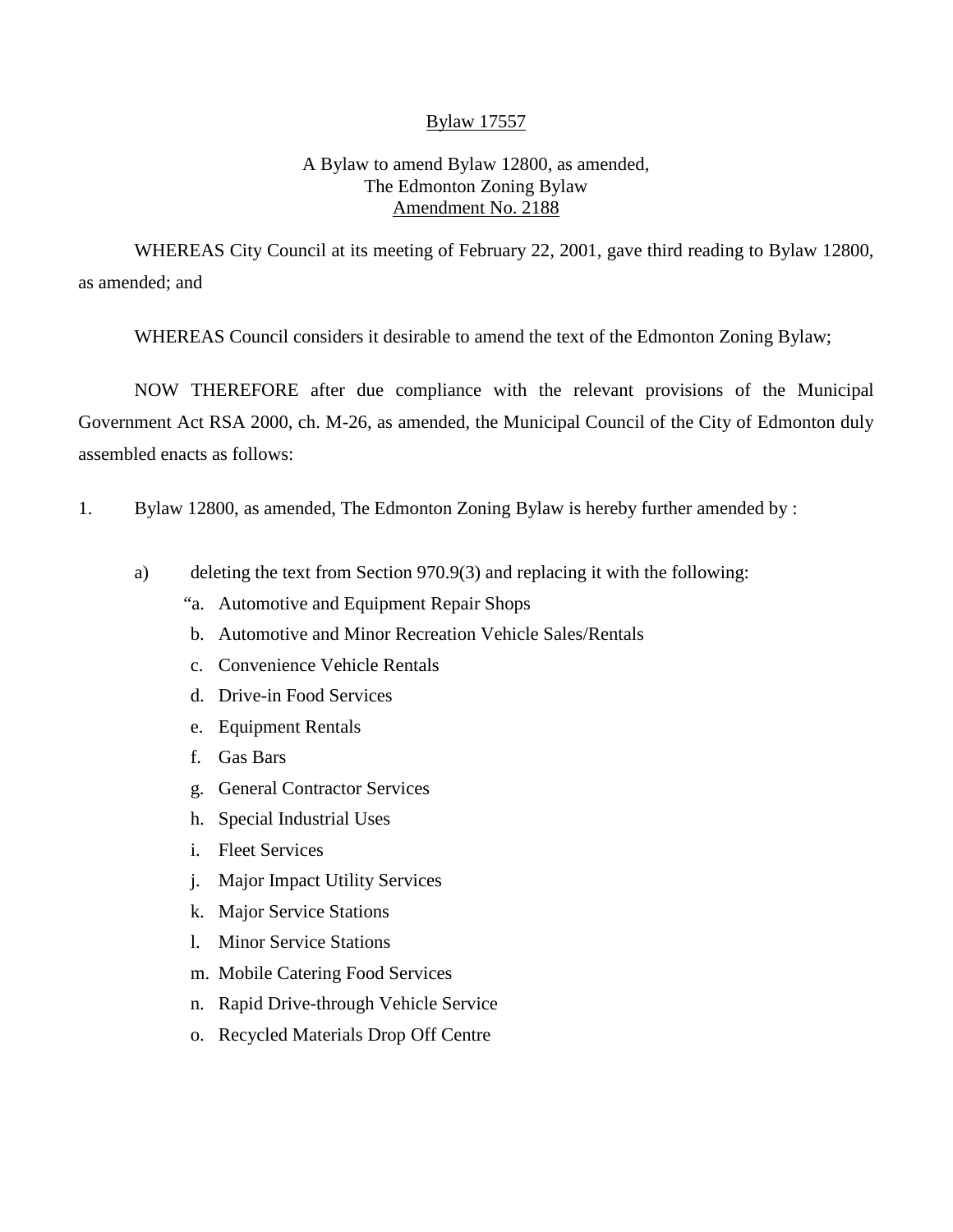<u>Bylaw 17557</u>

A Bylaw to amend Bylaw 12800, as amended,
The Edmonton Zoning Bylaw
<u>Amendment No. 2188</u>

WHEREAS City Council at its meeting of February 22, 2001, gave third reading to Bylaw 12800, as amended; and

WHEREAS Council considers it desirable to amend the text of the Edmonton Zoning Bylaw;

NOW THEREFORE after due compliance with the relevant provisions of the Municipal Government Act RSA 2000, ch. M-26, as amended, the Municipal Council of the City of Edmonton duly assembled enacts as follows:

1. Bylaw 12800, as amended, The Edmonton Zoning Bylaw is hereby further amended by :

   a) deleting the text from Section 970.9(3) and replacing it with the following:

      "a. Automotive and Equipment Repair Shops
      b. Automotive and Minor Recreation Vehicle Sales/Rentals
      c. Convenience Vehicle Rentals
      d. Drive-in Food Services
      e. Equipment Rentals
      f. Gas Bars
      g. General Contractor Services
      h. Special Industrial Uses
      i. Fleet Services
      j. Major Impact Utility Services
      k. Major Service Stations
      l. Minor Service Stations
      m. Mobile Catering Food Services
      n. Rapid Drive-through Vehicle Service
      o. Recycled Materials Drop Off Centre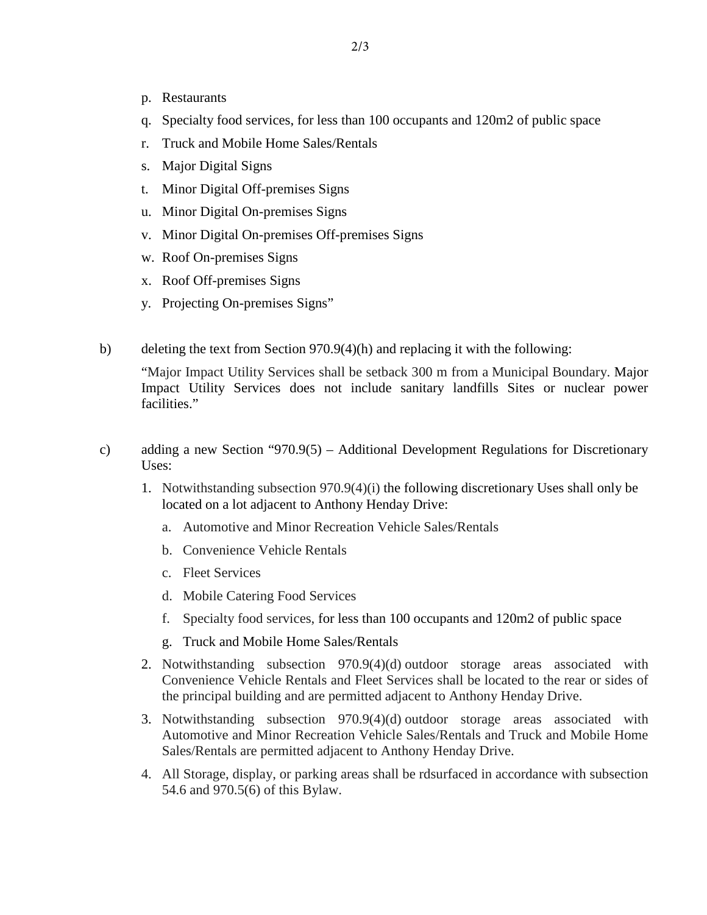p. Restaurants

q. Specialty food services, for less than 100 occupants and 120m2 of public space

r. Truck and Mobile Home Sales/Rentals

s. Major Digital Signs

t. Minor Digital Off-premises Signs

u. Minor Digital On-premises Signs

v. Minor Digital On-premises Off-premises Signs

w. Roof On-premises Signs

x. Roof Off-premises Signs

y. Projecting On-premises Signs"

b) deleting the text from Section 970.9(4)(h) and replacing it with the following:

"Major Impact Utility Services shall be setback 300 m from a Municipal Boundary. Major Impact Utility Services does not include sanitary landfills Sites or nuclear power facilities."

c) adding a new Section "970.9(5) – Additional Development Regulations for Discretionary Uses:

1. Notwithstanding subsection 970.9(4)(i) the following discretionary Uses shall only be located on a lot adjacent to Anthony Henday Drive:
   a. Automotive and Minor Recreation Vehicle Sales/Rentals
   b. Convenience Vehicle Rentals
   c. Fleet Services
   d. Mobile Catering Food Services
   f. Specialty food services, for less than 100 occupants and 120m2 of public space
   g. Truck and Mobile Home Sales/Rentals
2. Notwithstanding subsection 970.9(4)(d) outdoor storage areas associated with Convenience Vehicle Rentals and Fleet Services shall be located to the rear or sides of the principal building and are permitted adjacent to Anthony Henday Drive.
3. Notwithstanding subsection 970.9(4)(d) outdoor storage areas associated with Automotive and Minor Recreation Vehicle Sales/Rentals and Truck and Mobile Home Sales/Rentals are permitted adjacent to Anthony Henday Drive.
4. All Storage, display, or parking areas shall be rdsurfaced in accordance with subsection 54.6 and 970.5(6) of this Bylaw.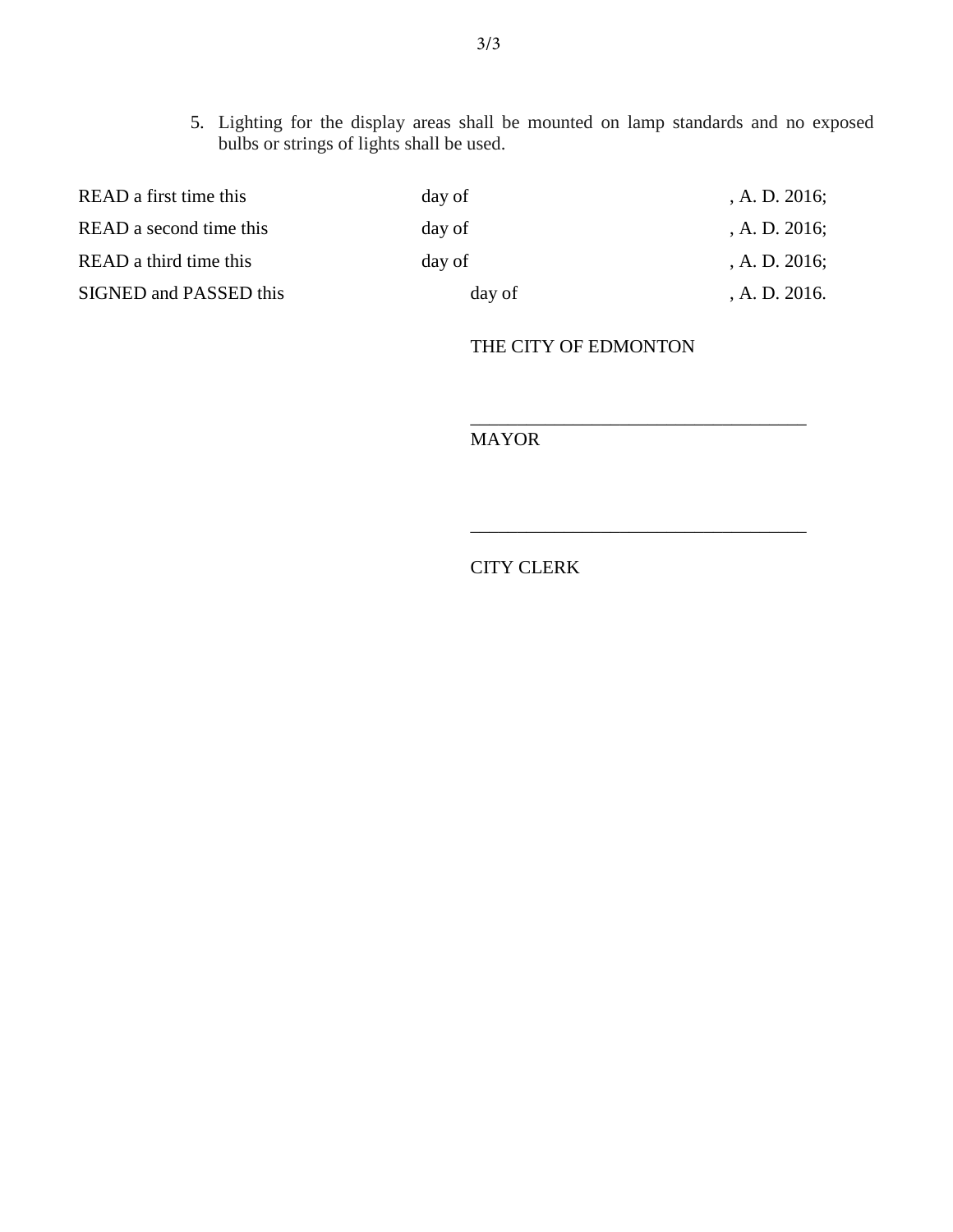5. Lighting for the display areas shall be mounted on lamp standards and no exposed bulbs or strings of lights shall be used.

| | | |
|---|---|---|
| READ a first time this | day of | , A. D. 2016; |
| READ a second time this | day of | , A. D. 2016; |
| READ a third time this | day of | , A. D. 2016; |
| SIGNED and PASSED this | day of | , A. D. 2016. |

THE CITY OF EDMONTON

\_\_\_\_\_\_\_\_\_\_\_\_\_\_\_\_\_\_\_\_\_\_\_\_\_\_\_\_\_\_\_\_\_\_\_\_

MAYOR

\_\_\_\_\_\_\_\_\_\_\_\_\_\_\_\_\_\_\_\_\_\_\_\_\_\_\_\_\_\_\_\_\_\_\_\_

CITY CLERK